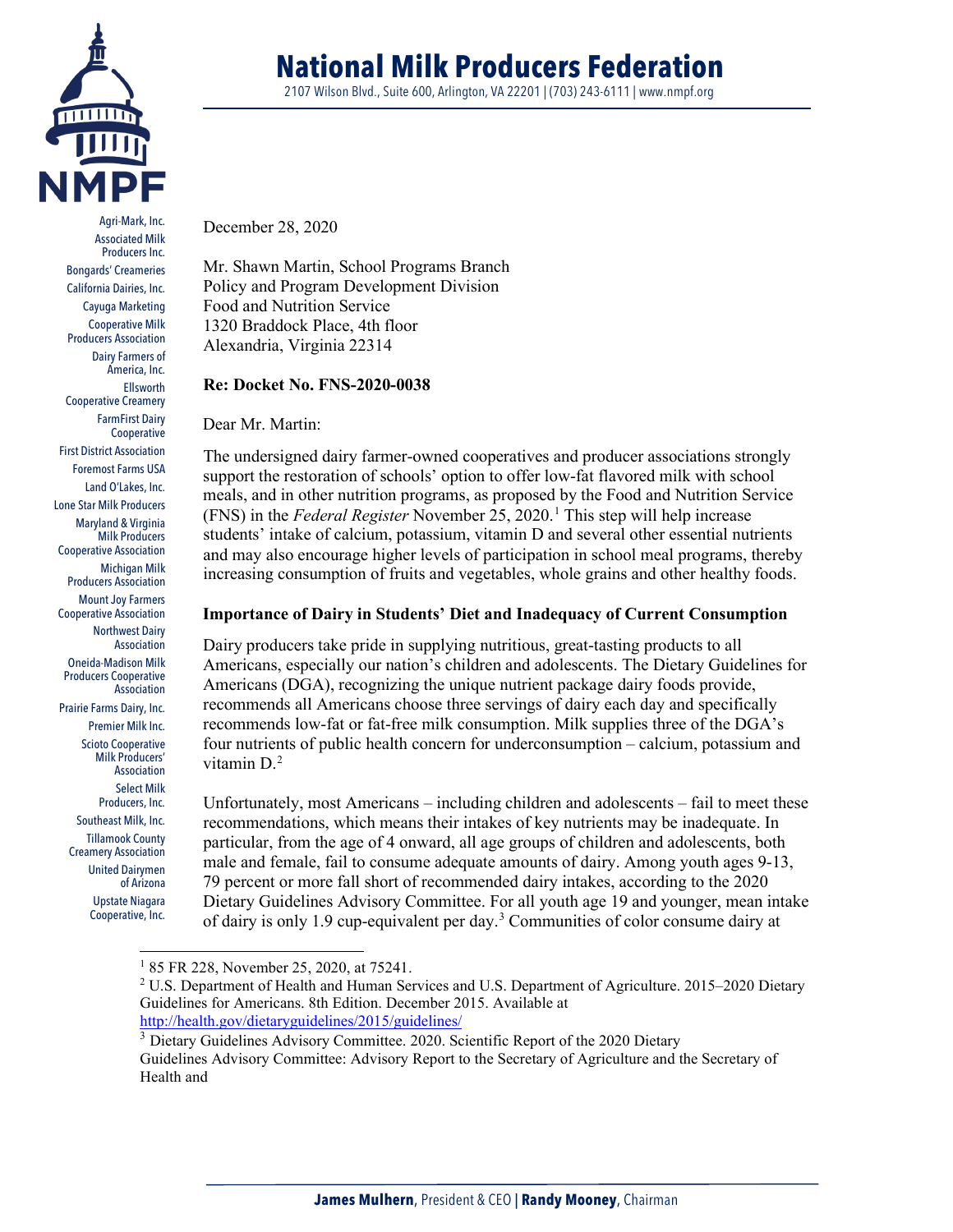# National Milk Producers Federation

2107 Wilson Blvd., Suite 600, Arlington, VA 22201 | (703) 243-6111 | www.nmpf.org

Agri-Mark, Inc.
Associated Milk Producers Inc.
Bongards' Creameries
California Dairies, Inc.
Cayuga Marketing
Cooperative Milk Producers Association
Dairy Farmers of America, Inc.
Ellsworth Cooperative Creamery
FarmFirst Dairy Cooperative
First District Association
Foremost Farms USA
Land O'Lakes, Inc.
Lone Star Milk Producers
Maryland & Virginia Milk Producers Cooperative Association
Michigan Milk Producers Association
Mount Joy Farmers Cooperative Association
Northwest Dairy Association
Oneida-Madison Milk Producers Cooperative Association
Prairie Farms Dairy, Inc.
Premier Milk Inc.
Scioto Cooperative Milk Producers' Association
Select Milk Producers, Inc.
Southeast Milk, Inc.
Tillamook County Creamery Association
United Dairymen of Arizona
Upstate Niagara Cooperative, Inc.

December 28, 2020

Mr. Shawn Martin, School Programs Branch
Policy and Program Development Division
Food and Nutrition Service
1320 Braddock Place, 4th floor
Alexandria, Virginia 22314

**Re: Docket No. FNS-2020-0038**

Dear Mr. Martin:

The undersigned dairy farmer-owned cooperatives and producer associations strongly support the restoration of schools' option to offer low-fat flavored milk with school meals, and in other nutrition programs, as proposed by the Food and Nutrition Service (FNS) in the *Federal Register* November 25, 2020.[1] This step will help increase students' intake of calcium, potassium, vitamin D and several other essential nutrients and may also encourage higher levels of participation in school meal programs, thereby increasing consumption of fruits and vegetables, whole grains and other healthy foods.

**Importance of Dairy in Students' Diet and Inadequacy of Current Consumption**

Dairy producers take pride in supplying nutritious, great-tasting products to all Americans, especially our nation's children and adolescents. The Dietary Guidelines for Americans (DGA), recognizing the unique nutrient package dairy foods provide, recommends all Americans choose three servings of dairy each day and specifically recommends low-fat or fat-free milk consumption. Milk supplies three of the DGA's four nutrients of public health concern for underconsumption – calcium, potassium and vitamin D.[2]

Unfortunately, most Americans – including children and adolescents – fail to meet these recommendations, which means their intakes of key nutrients may be inadequate. In particular, from the age of 4 onward, all age groups of children and adolescents, both male and female, fail to consume adequate amounts of dairy. Among youth ages 9-13, 79 percent or more fall short of recommended dairy intakes, according to the 2020 Dietary Guidelines Advisory Committee. For all youth age 19 and younger, mean intake of dairy is only 1.9 cup-equivalent per day.[3] Communities of color consume dairy at

[1] 85 FR 228, November 25, 2020, at 75241.

[2] U.S. Department of Health and Human Services and U.S. Department of Agriculture. 2015–2020 Dietary Guidelines for Americans. 8th Edition. December 2015. Available at http://health.gov/dietaryguidelines/2015/guidelines/

[3] Dietary Guidelines Advisory Committee. 2020. Scientific Report of the 2020 Dietary Guidelines Advisory Committee: Advisory Report to the Secretary of Agriculture and the Secretary of Health and

**James Mulhern**, President & CEO | **Randy Mooney**, Chairman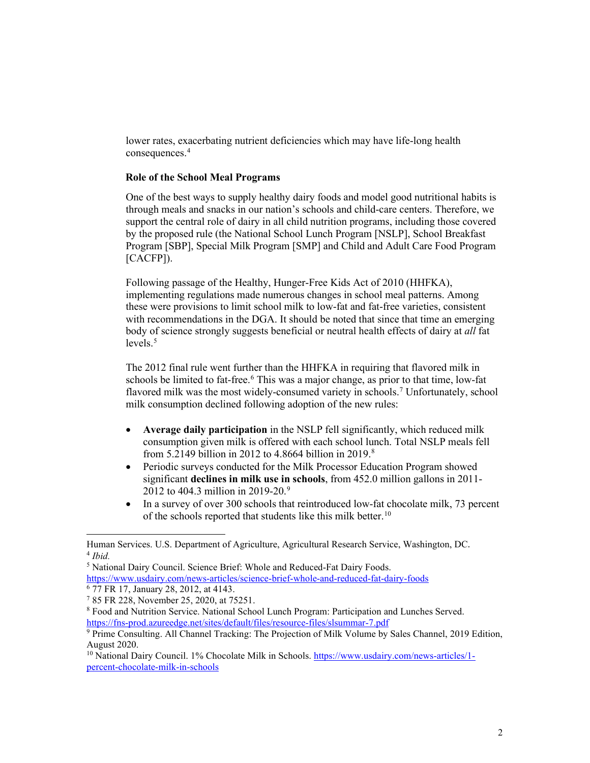lower rates, exacerbating nutrient deficiencies which may have life-long health consequences.[4]

**Role of the School Meal Programs**

One of the best ways to supply healthy dairy foods and model good nutritional habits is through meals and snacks in our nation's schools and child-care centers. Therefore, we support the central role of dairy in all child nutrition programs, including those covered by the proposed rule (the National School Lunch Program [NSLP], School Breakfast Program [SBP], Special Milk Program [SMP] and Child and Adult Care Food Program [CACFP]).

Following passage of the Healthy, Hunger-Free Kids Act of 2010 (HHFKA), implementing regulations made numerous changes in school meal patterns. Among these were provisions to limit school milk to low-fat and fat-free varieties, consistent with recommendations in the DGA. It should be noted that since that time an emerging body of science strongly suggests beneficial or neutral health effects of dairy at *all* fat levels.[5]

The 2012 final rule went further than the HHFKA in requiring that flavored milk in schools be limited to fat-free.[6] This was a major change, as prior to that time, low-fat flavored milk was the most widely-consumed variety in schools.[7] Unfortunately, school milk consumption declined following adoption of the new rules:

- **Average daily participation** in the NSLP fell significantly, which reduced milk consumption given milk is offered with each school lunch. Total NSLP meals fell from 5.2149 billion in 2012 to 4.8664 billion in 2019.[8]
- Periodic surveys conducted for the Milk Processor Education Program showed significant **declines in milk use in schools**, from 452.0 million gallons in 2011-2012 to 404.3 million in 2019-20.[9]
- In a survey of over 300 schools that reintroduced low-fat chocolate milk, 73 percent of the schools reported that students like this milk better.[10]

---

Human Services. U.S. Department of Agriculture, Agricultural Research Service, Washington, DC.

[4] *Ibid.*

[5] National Dairy Council. Science Brief: Whole and Reduced-Fat Dairy Foods. https://www.usdairy.com/news-articles/science-brief-whole-and-reduced-fat-dairy-foods

[6] 77 FR 17, January 28, 2012, at 4143.

[7] 85 FR 228, November 25, 2020, at 75251.

[8] Food and Nutrition Service. National School Lunch Program: Participation and Lunches Served. https://fns-prod.azureedge.net/sites/default/files/resource-files/slsummar-7.pdf

[9] Prime Consulting. All Channel Tracking: The Projection of Milk Volume by Sales Channel, 2019 Edition, August 2020.

[10] National Dairy Council. 1% Chocolate Milk in Schools. https://www.usdairy.com/news-articles/1-percent-chocolate-milk-in-schools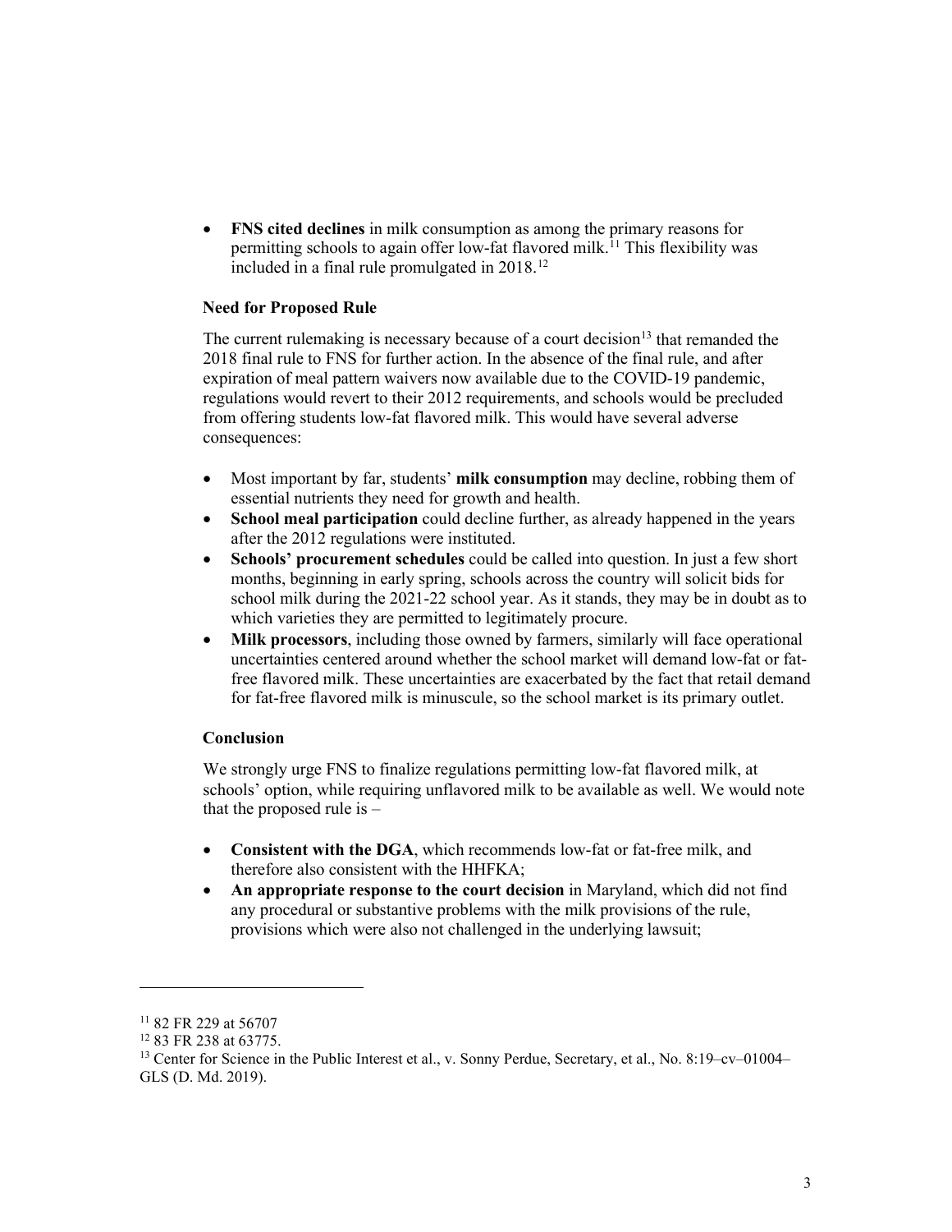- **FNS cited declines** in milk consumption as among the primary reasons for permitting schools to again offer low-fat flavored milk.[11] This flexibility was included in a final rule promulgated in 2018.[12]

**Need for Proposed Rule**

The current rulemaking is necessary because of a court decision[13] that remanded the 2018 final rule to FNS for further action. In the absence of the final rule, and after expiration of meal pattern waivers now available due to the COVID-19 pandemic, regulations would revert to their 2012 requirements, and schools would be precluded from offering students low-fat flavored milk. This would have several adverse consequences:

- Most important by far, students' **milk consumption** may decline, robbing them of essential nutrients they need for growth and health.
- **School meal participation** could decline further, as already happened in the years after the 2012 regulations were instituted.
- **Schools' procurement schedules** could be called into question. In just a few short months, beginning in early spring, schools across the country will solicit bids for school milk during the 2021-22 school year. As it stands, they may be in doubt as to which varieties they are permitted to legitimately procure.
- **Milk processors**, including those owned by farmers, similarly will face operational uncertainties centered around whether the school market will demand low-fat or fat-free flavored milk. These uncertainties are exacerbated by the fact that retail demand for fat-free flavored milk is minuscule, so the school market is its primary outlet.

**Conclusion**

We strongly urge FNS to finalize regulations permitting low-fat flavored milk, at schools' option, while requiring unflavored milk to be available as well. We would note that the proposed rule is –

- **Consistent with the DGA**, which recommends low-fat or fat-free milk, and therefore also consistent with the HHFKA;
- **An appropriate response to the court decision** in Maryland, which did not find any procedural or substantive problems with the milk provisions of the rule, provisions which were also not challenged in the underlying lawsuit;

---

[11] 82 FR 229 at 56707

[12] 83 FR 238 at 63775.

[13] Center for Science in the Public Interest et al., v. Sonny Perdue, Secretary, et al., No. 8:19–cv–01004–GLS (D. Md. 2019).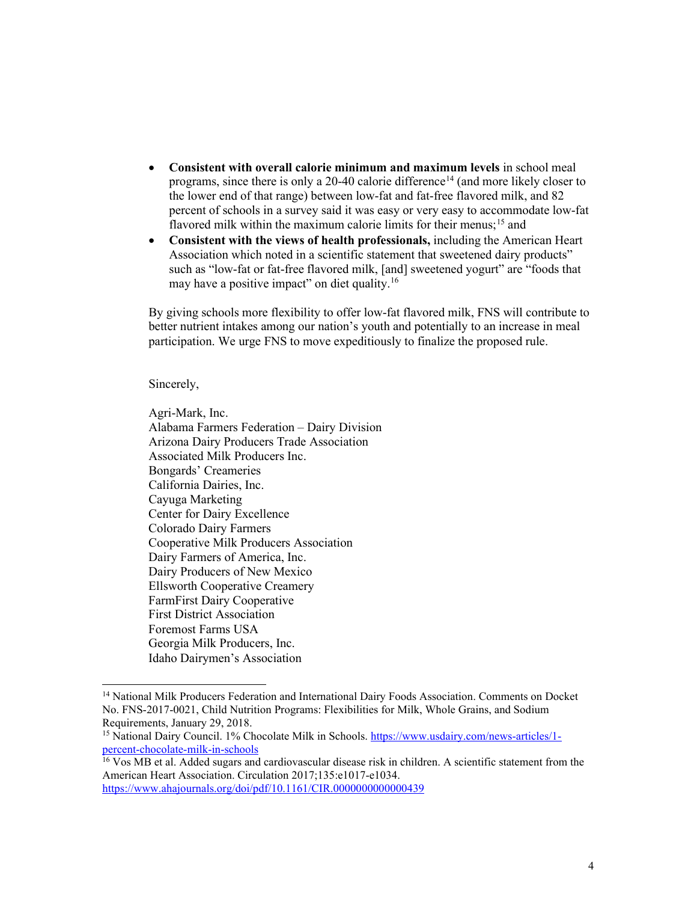- **Consistent with overall calorie minimum and maximum levels** in school meal programs, since there is only a 20-40 calorie difference[14] (and more likely closer to the lower end of that range) between low-fat and fat-free flavored milk, and 82 percent of schools in a survey said it was easy or very easy to accommodate low-fat flavored milk within the maximum calorie limits for their menus;[15] and
- **Consistent with the views of health professionals,** including the American Heart Association which noted in a scientific statement that sweetened dairy products" such as "low-fat or fat-free flavored milk, [and] sweetened yogurt" are "foods that may have a positive impact" on diet quality.[16]

By giving schools more flexibility to offer low-fat flavored milk, FNS will contribute to better nutrient intakes among our nation's youth and potentially to an increase in meal participation. We urge FNS to move expeditiously to finalize the proposed rule.

Sincerely,

Agri-Mark, Inc.
Alabama Farmers Federation – Dairy Division
Arizona Dairy Producers Trade Association
Associated Milk Producers Inc.
Bongards' Creameries
California Dairies, Inc.
Cayuga Marketing
Center for Dairy Excellence
Colorado Dairy Farmers
Cooperative Milk Producers Association
Dairy Farmers of America, Inc.
Dairy Producers of New Mexico
Ellsworth Cooperative Creamery
FarmFirst Dairy Cooperative
First District Association
Foremost Farms USA
Georgia Milk Producers, Inc.
Idaho Dairymen's Association

---

[14] National Milk Producers Federation and International Dairy Foods Association. Comments on Docket No. FNS-2017-0021, Child Nutrition Programs: Flexibilities for Milk, Whole Grains, and Sodium Requirements, January 29, 2018.

[15] National Dairy Council. 1% Chocolate Milk in Schools. https://www.usdairy.com/news-articles/1-percent-chocolate-milk-in-schools

[16] Vos MB et al. Added sugars and cardiovascular disease risk in children. A scientific statement from the American Heart Association. Circulation 2017;135:e1017-e1034. https://www.ahajournals.org/doi/pdf/10.1161/CIR.0000000000000439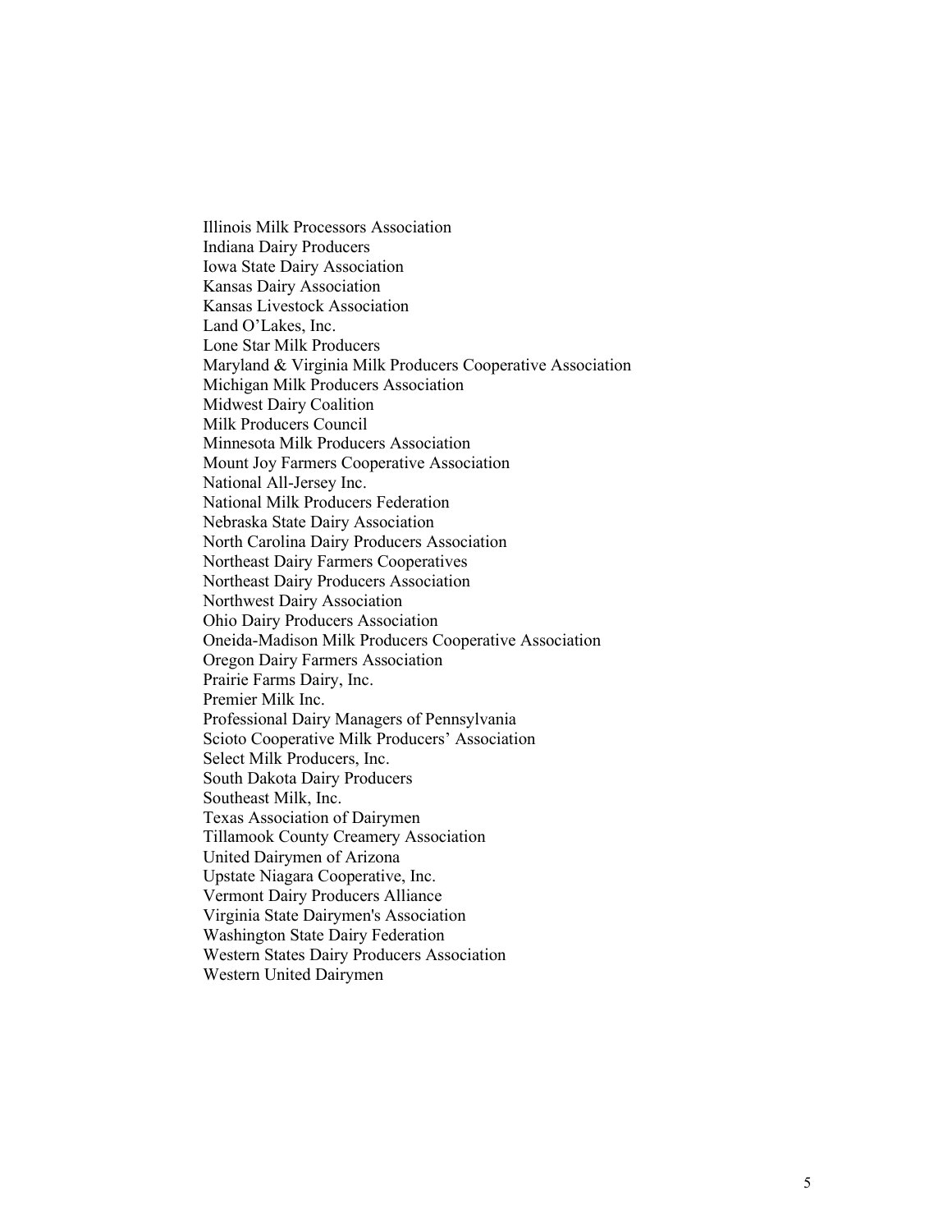Illinois Milk Processors Association
Indiana Dairy Producers
Iowa State Dairy Association
Kansas Dairy Association
Kansas Livestock Association
Land O'Lakes, Inc.
Lone Star Milk Producers
Maryland & Virginia Milk Producers Cooperative Association
Michigan Milk Producers Association
Midwest Dairy Coalition
Milk Producers Council
Minnesota Milk Producers Association
Mount Joy Farmers Cooperative Association
National All-Jersey Inc.
National Milk Producers Federation
Nebraska State Dairy Association
North Carolina Dairy Producers Association
Northeast Dairy Farmers Cooperatives
Northeast Dairy Producers Association
Northwest Dairy Association
Ohio Dairy Producers Association
Oneida-Madison Milk Producers Cooperative Association
Oregon Dairy Farmers Association
Prairie Farms Dairy, Inc.
Premier Milk Inc.
Professional Dairy Managers of Pennsylvania
Scioto Cooperative Milk Producers' Association
Select Milk Producers, Inc.
South Dakota Dairy Producers
Southeast Milk, Inc.
Texas Association of Dairymen
Tillamook County Creamery Association
United Dairymen of Arizona
Upstate Niagara Cooperative, Inc.
Vermont Dairy Producers Alliance
Virginia State Dairymen's Association
Washington State Dairy Federation
Western States Dairy Producers Association
Western United Dairymen